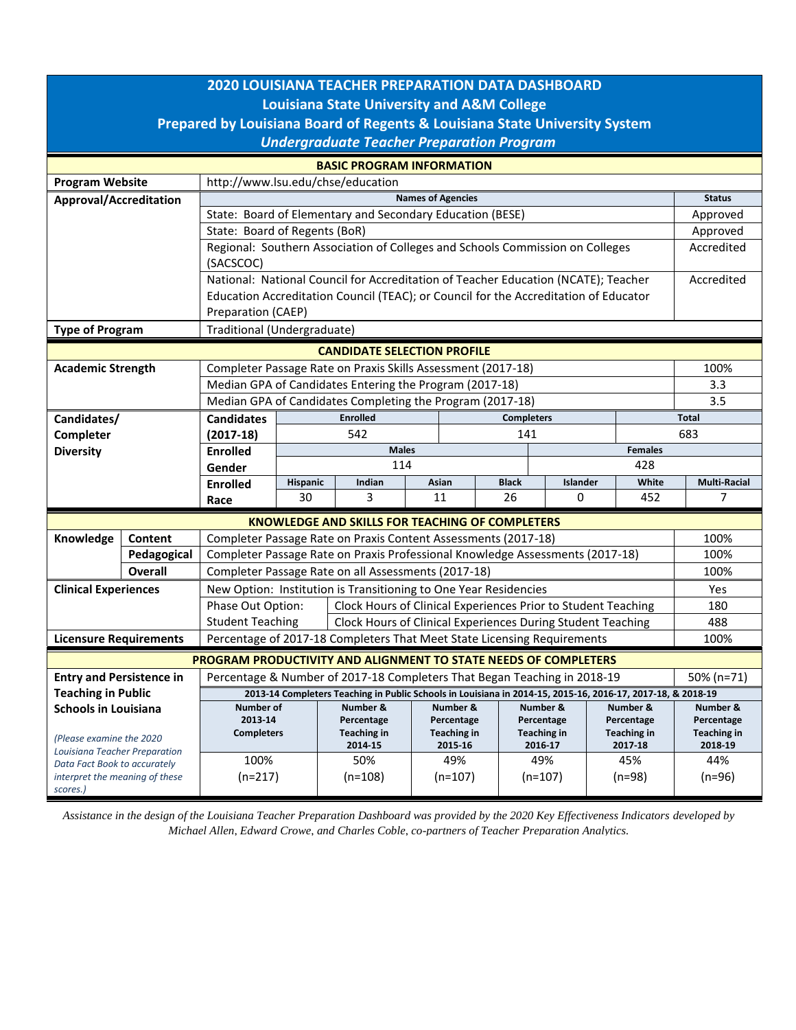# 2020 LOUISIANA TEACHER PREPARATION DATA DASHBOARD

## Louisiana State University and A&M College

## Prepared by Louisiana Board of Regents & Louisiana State University System

### *Undergraduate Teacher Preparation Program*

## BASIC PROGRAM INFORMATION

| | | |
|---|---|---|
| **Program Website** | http://www.lsu.edu/chse/education | |
| **Approval/Accreditation** | **Names of Agencies** | **Status** |
| | State: Board of Elementary and Secondary Education (BESE) | Approved |
| | State: Board of Regents (BoR) | Approved |
| | Regional: Southern Association of Colleges and Schools Commission on Colleges (SACSCOC) | Accredited |
| | National: National Council for Accreditation of Teacher Education (NCATE); Teacher Education Accreditation Council (TEAC); or Council for the Accreditation of Educator Preparation (CAEP) | Accredited |
| **Type of Program** | Traditional (Undergraduate) | |

## CANDIDATE SELECTION PROFILE

| | | |
|---|---|---|
| **Academic Strength** | Completer Passage Rate on Praxis Skills Assessment (2017-18) | 100% |
| | Median GPA of Candidates Entering the Program (2017-18) | 3.3 |
| | Median GPA of Candidates Completing the Program (2017-18) | 3.5 |

**Candidates/Completer Diversity**

| **Candidates (2017-18)** | **Enrolled** | **Completers** | **Total** |
|---|---|---|---|
| | 542 | 141 | 683 |

| **Enrolled Gender** | **Males** | **Females** |
|---|---|---|
| | 114 | 428 |

| **Enrolled Race** | **Hispanic** | **Indian** | **Asian** | **Black** | **Islander** | **White** | **Multi-Racial** |
|---|---|---|---|---|---|---|---|
| | 30 | 3 | 11 | 26 | 0 | 452 | 7 |

## KNOWLEDGE AND SKILLS FOR TEACHING OF COMPLETERS

| | | | |
|---|---|---|---|
| **Knowledge** | **Content** | Completer Passage Rate on Praxis Content Assessments (2017-18) | 100% |
| | **Pedagogical** | Completer Passage Rate on Praxis Professional Knowledge Assessments (2017-18) | 100% |
| | **Overall** | Completer Passage Rate on all Assessments (2017-18) | 100% |

| | | | |
|---|---|---|---|
| **Clinical Experiences** | New Option: Institution is Transitioning to One Year Residencies | | Yes |
| | Phase Out Option: Student Teaching | Clock Hours of Clinical Experiences Prior to Student Teaching | 180 |
| | | Clock Hours of Clinical Experiences During Student Teaching | 488 |
| **Licensure Requirements** | Percentage of 2017-18 Completers That Meet State Licensing Requirements | | 100% |

## PROGRAM PRODUCTIVITY AND ALIGNMENT TO STATE NEEDS OF COMPLETERS

**Entry and Persistence in Teaching in Public Schools in Louisiana**

*(Please examine the 2020 Louisiana Teacher Preparation Data Fact Book to accurately interpret the meaning of these scores.)*

Percentage & Number of 2017-18 Completers That Began Teaching in 2018-19: 50% (n=71)

**2013-14 Completers Teaching in Public Schools in Louisiana in 2014-15, 2015-16, 2016-17, 2017-18, & 2018-19**

| Number of 2013-14 Completers | Number & Percentage Teaching in 2014-15 | Number & Percentage Teaching in 2015-16 | Number & Percentage Teaching in 2016-17 | Number & Percentage Teaching in 2017-18 | Number & Percentage Teaching in 2018-19 |
|---|---|---|---|---|---|
| 100% (n=217) | 50% (n=108) | 49% (n=107) | 49% (n=107) | 45% (n=98) | 44% (n=96) |

*Assistance in the design of the Louisiana Teacher Preparation Dashboard was provided by the 2020 Key Effectiveness Indicators developed by Michael Allen, Edward Crowe, and Charles Coble, co-partners of Teacher Preparation Analytics.*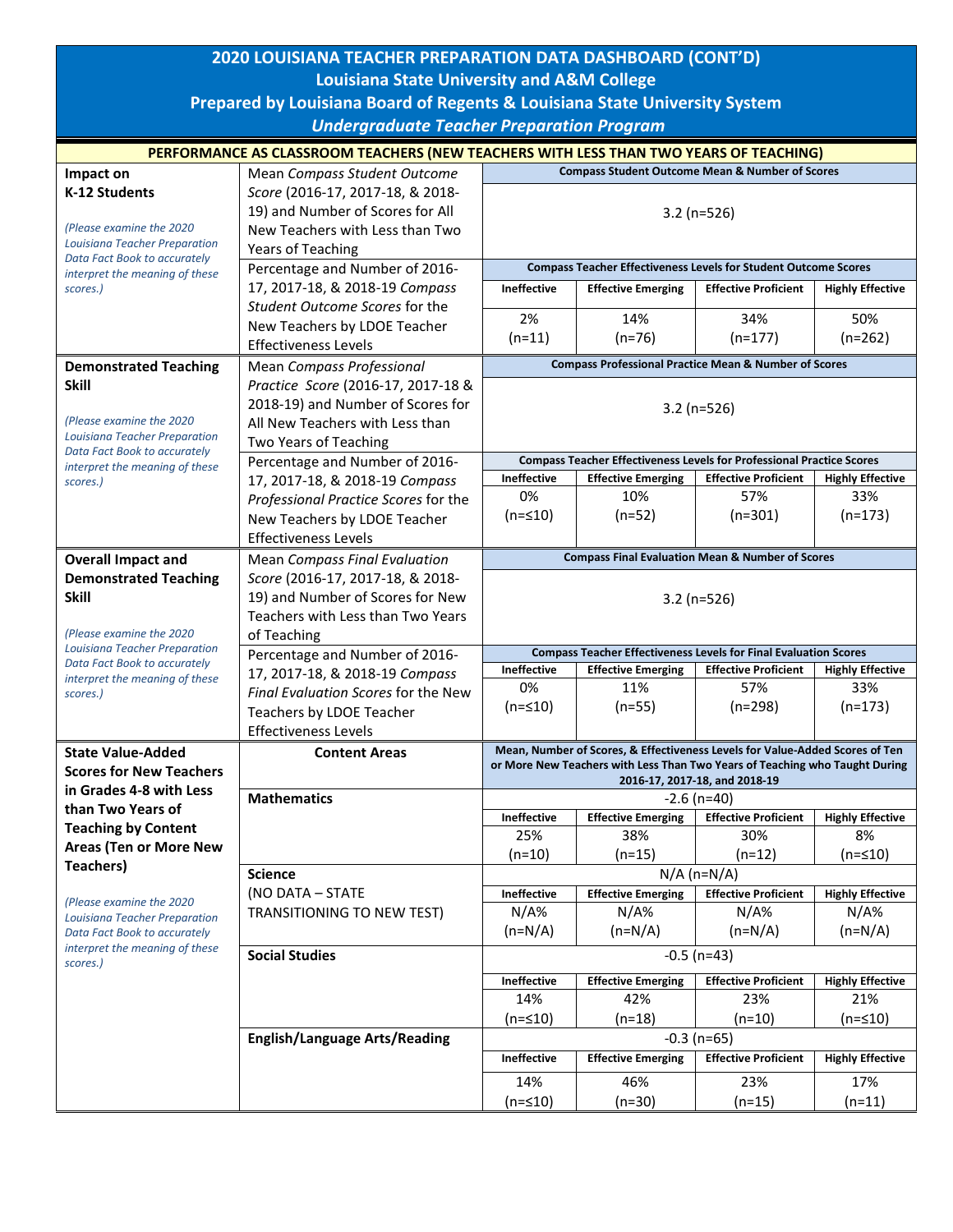# 2020 LOUISIANA TEACHER PREPARATION DATA DASHBOARD (CONT'D)

## Louisiana State University and A&M College

## Prepared by Louisiana Board of Regents & Louisiana State University System

### *Undergraduate Teacher Preparation Program*

**PERFORMANCE AS CLASSROOM TEACHERS (NEW TEACHERS WITH LESS THAN TWO YEARS OF TEACHING)**

| | | | | | |
|---|---|---|---|---|---|
| **Impact on K-12 Students** *(Please examine the 2020 Louisiana Teacher Preparation Data Fact Book to accurately interpret the meaning of these scores.)* | Mean *Compass Student Outcome Score* (2016-17, 2017-18, & 2018-19) and Number of Scores for All New Teachers with Less than Two Years of Teaching | **Compass Student Outcome Mean & Number of Scores** | | | |
| | | 3.2 (n=526) | | | |
| | Percentage and Number of 2016-17, 2017-18, & 2018-19 *Compass Student Outcome Scores* for the New Teachers by LDOE Teacher Effectiveness Levels | **Compass Teacher Effectiveness Levels for Student Outcome Scores** | | | |
| | | **Ineffective** | **Effective Emerging** | **Effective Proficient** | **Highly Effective** |
| | | 2% (n=11) | 14% (n=76) | 34% (n=177) | 50% (n=262) |
| **Demonstrated Teaching Skill** *(Please examine the 2020 Louisiana Teacher Preparation Data Fact Book to accurately interpret the meaning of these scores.)* | Mean *Compass Professional Practice Score* (2016-17, 2017-18 & 2018-19) and Number of Scores for All New Teachers with Less than Two Years of Teaching | **Compass Professional Practice Mean & Number of Scores** | | | |
| | | 3.2 (n=526) | | | |
| | Percentage and Number of 2016-17, 2017-18, & 2018-19 *Compass Professional Practice Scores* for the New Teachers by LDOE Teacher Effectiveness Levels | **Compass Teacher Effectiveness Levels for Professional Practice Scores** | | | |
| | | **Ineffective** | **Effective Emerging** | **Effective Proficient** | **Highly Effective** |
| | | 0% (n=≤10) | 10% (n=52) | 57% (n=301) | 33% (n=173) |
| **Overall Impact and Demonstrated Teaching Skill** *(Please examine the 2020 Louisiana Teacher Preparation Data Fact Book to accurately interpret the meaning of these scores.)* | Mean *Compass Final Evaluation Score* (2016-17, 2017-18, & 2018-19) and Number of Scores for New Teachers with Less than Two Years of Teaching | **Compass Final Evaluation Mean & Number of Scores** | | | |
| | | 3.2 (n=526) | | | |
| | Percentage and Number of 2016-17, 2017-18, & 2018-19 *Compass Final Evaluation Scores* for the New Teachers by LDOE Teacher Effectiveness Levels | **Compass Teacher Effectiveness Levels for Final Evaluation Scores** | | | |
| | | **Ineffective** | **Effective Emerging** | **Effective Proficient** | **Highly Effective** |
| | | 0% (n=≤10) | 11% (n=55) | 57% (n=298) | 33% (n=173) |
| **State Value-Added Scores for New Teachers in Grades 4-8 with Less than Two Years of Teaching by Content Areas (Ten or More New Teachers)** *(Please examine the 2020 Louisiana Teacher Preparation Data Fact Book to accurately interpret the meaning of these scores.)* | **Content Areas** | **Mean, Number of Scores, & Effectiveness Levels for Value-Added Scores of Ten or More New Teachers with Less Than Two Years of Teaching who Taught During 2016-17, 2017-18, and 2018-19** | | | |
| | **Mathematics** | -2.6 (n=40) | | | |
| | | **Ineffective** | **Effective Emerging** | **Effective Proficient** | **Highly Effective** |
| | | 25% (n=10) | 38% (n=15) | 30% (n=12) | 8% (n=≤10) |
| | **Science** (NO DATA – STATE TRANSITIONING TO NEW TEST) | N/A (n=N/A) | | | |
| | | **Ineffective** | **Effective Emerging** | **Effective Proficient** | **Highly Effective** |
| | | N/A% (n=N/A) | N/A% (n=N/A) | N/A% (n=N/A) | N/A% (n=N/A) |
| | **Social Studies** | -0.5 (n=43) | | | |
| | | **Ineffective** | **Effective Emerging** | **Effective Proficient** | **Highly Effective** |
| | | 14% (n=≤10) | 42% (n=18) | 23% (n=10) | 21% (n=≤10) |
| | **English/Language Arts/Reading** | -0.3 (n=65) | | | |
| | | **Ineffective** | **Effective Emerging** | **Effective Proficient** | **Highly Effective** |
| | | 14% (n=≤10) | 46% (n=30) | 23% (n=15) | 17% (n=11) |